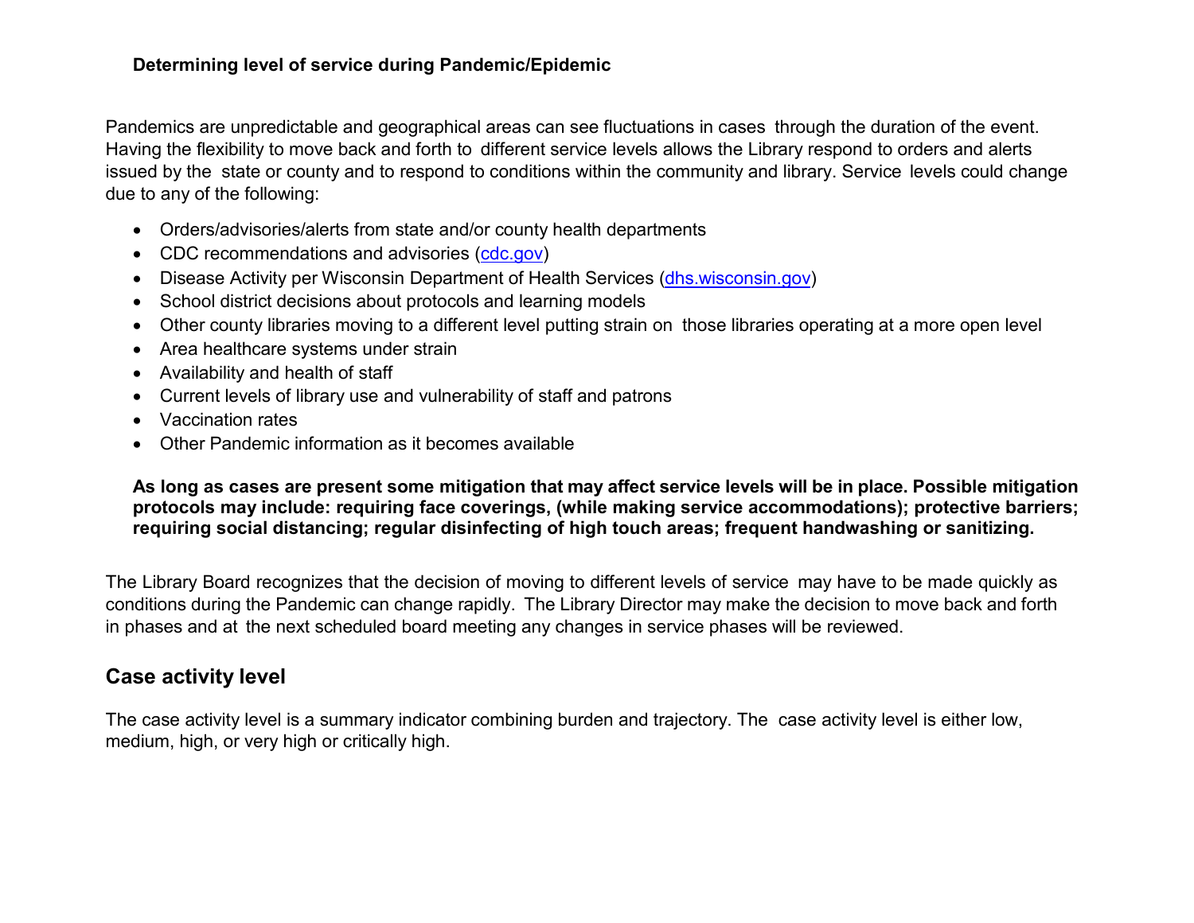**Determining level of service during Pandemic/Epidemic**

Pandemics are unpredictable and geographical areas can see fluctuations in cases through the duration of the event. Having the flexibility to move back and forth to different service levels allows the Library respond to orders and alerts issued by the state or county and to respond to conditions within the community and library. Service levels could change due to any of the following:

- Orders/advisories/alerts from state and/or county health departments
- CDC recommendations and advisories (cdc.gov)
- Disease Activity per Wisconsin Department of Health Services (dhs.wisconsin.gov)
- School district decisions about protocols and learning models
- Other county libraries moving to a different level putting strain on those libraries operating at a more open level
- Area healthcare systems under strain
- Availability and health of staff
- Current levels of library use and vulnerability of staff and patrons
- Vaccination rates
- Other Pandemic information as it becomes available

**As long as cases are present some mitigation that may affect service levels will be in place. Possible mitigation protocols may include: requiring face coverings, (while making service accommodations); protective barriers; requiring social distancing; regular disinfecting of high touch areas; frequent handwashing or sanitizing.**

The Library Board recognizes that the decision of moving to different levels of service may have to be made quickly as conditions during the Pandemic can change rapidly. The Library Director may make the decision to move back and forth in phases and at the next scheduled board meeting any changes in service phases will be reviewed.

## Case activity level

The case activity level is a summary indicator combining burden and trajectory. The case activity level is either low, medium, high, or very high or critically high.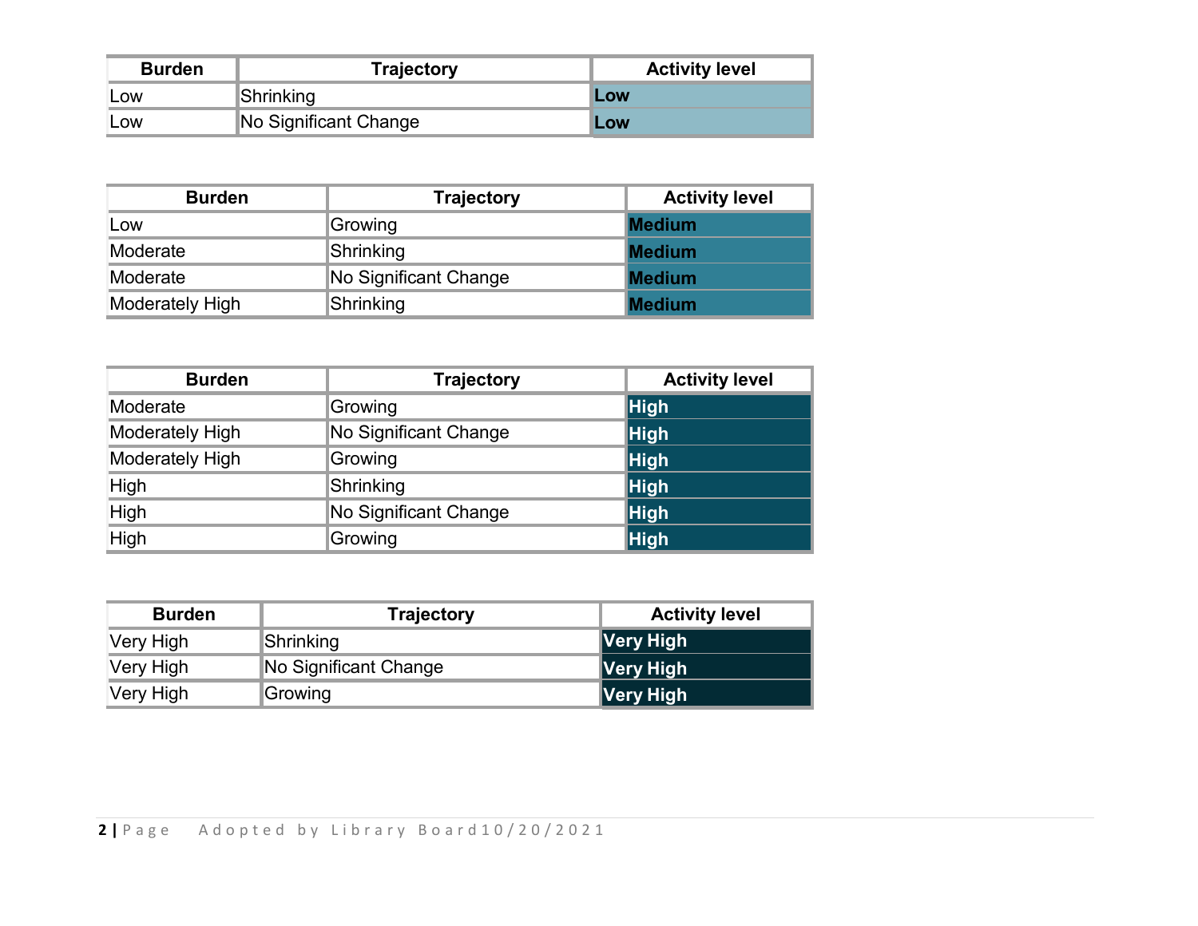| Burden | Trajectory | Activity level |
| --- | --- | --- |
| Low | Shrinking | **Low** |
| Low | No Significant Change | **Low** |

| Burden | Trajectory | Activity level |
| --- | --- | --- |
| Low | Growing | **Medium** |
| Moderate | Shrinking | **Medium** |
| Moderate | No Significant Change | **Medium** |
| Moderately High | Shrinking | **Medium** |

| Burden | Trajectory | Activity level |
| --- | --- | --- |
| Moderate | Growing | **High** |
| Moderately High | No Significant Change | **High** |
| Moderately High | Growing | **High** |
| High | Shrinking | **High** |
| High | No Significant Change | **High** |
| High | Growing | **High** |

| Burden | Trajectory | Activity level |
| --- | --- | --- |
| Very High | Shrinking | **Very High** |
| Very High | No Significant Change | **Very High** |
| Very High | Growing | **Very High** |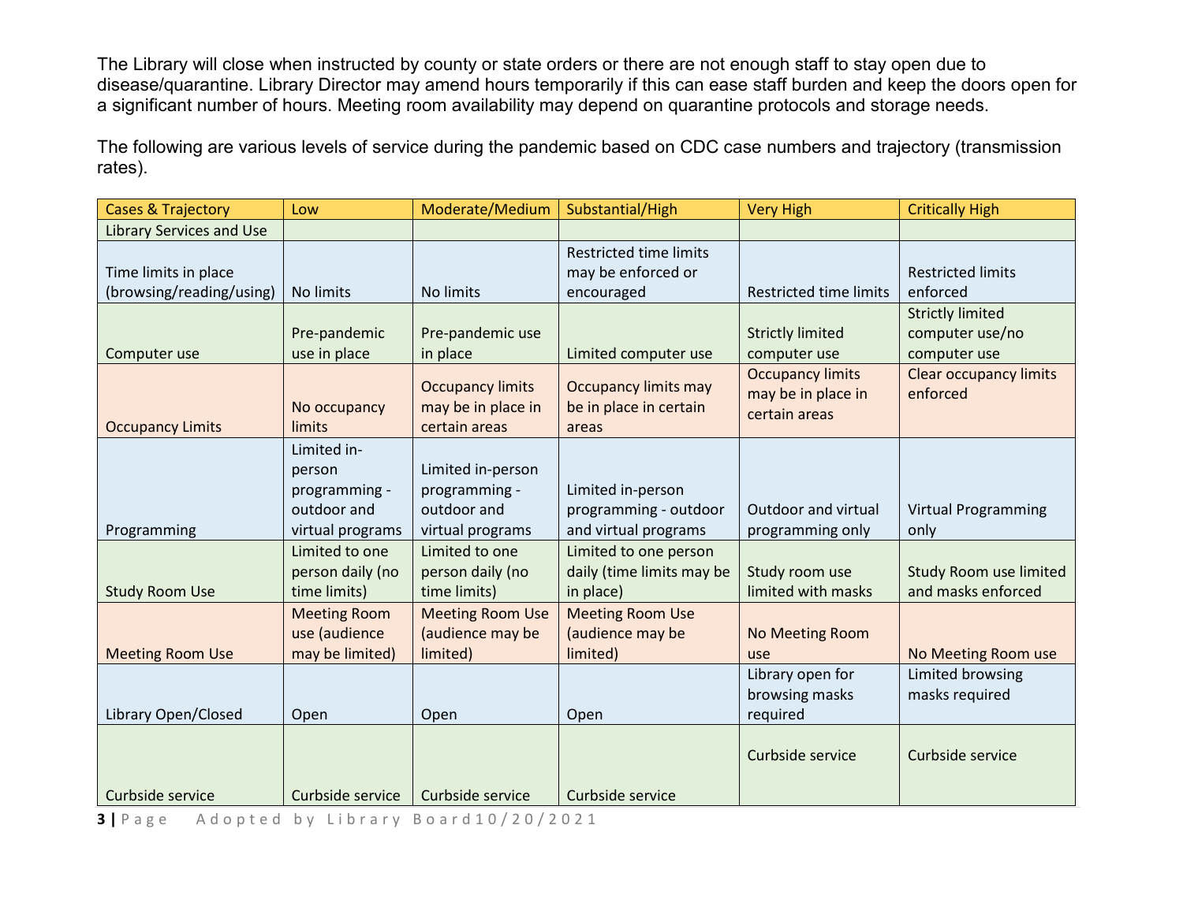The Library will close when instructed by county or state orders or there are not enough staff to stay open due to disease/quarantine. Library Director may amend hours temporarily if this can ease staff burden and keep the doors open for a significant number of hours. Meeting room availability may depend on quarantine protocols and storage needs.

The following are various levels of service during the pandemic based on CDC case numbers and trajectory (transmission rates).

| Cases & Trajectory | Low | Moderate/Medium | Substantial/High | Very High | Critically High |
|---|---|---|---|---|---|
| Library Services and Use | | | | | |
| Time limits in place (browsing/reading/using) | No limits | No limits | Restricted time limits may be enforced or encouraged | Restricted time limits | Restricted limits enforced |
| Computer use | Pre-pandemic use in place | Pre-pandemic use in place | Limited computer use | Strictly limited computer use | Strictly limited computer use/no computer use |
| Occupancy Limits | No occupancy limits | Occupancy limits may be in place in certain areas | Occupancy limits may be in place in certain areas | Occupancy limits may be in place in certain areas | Clear occupancy limits enforced |
| Programming | Limited in-person programming - outdoor and virtual programs | Limited in-person programming - outdoor and virtual programs | Limited in-person programming - outdoor and virtual programs | Outdoor and virtual programming only | Virtual Programming only |
| Study Room Use | Limited to one person daily (no time limits) | Limited to one person daily (no time limits) | Limited to one person daily (time limits may be in place) | Study room use limited with masks | Study Room use limited and masks enforced |
| Meeting Room Use | Meeting Room use (audience may be limited) | Meeting Room Use (audience may be limited) | Meeting Room Use (audience may be limited) | No Meeting Room use | No Meeting Room use |
| Library Open/Closed | Open | Open | Open | Library open for browsing masks required | Limited browsing masks required |
| Curbside service | Curbside service | Curbside service | Curbside service | Curbside service | Curbside service |

Adopted by Library Board 10/20/2021